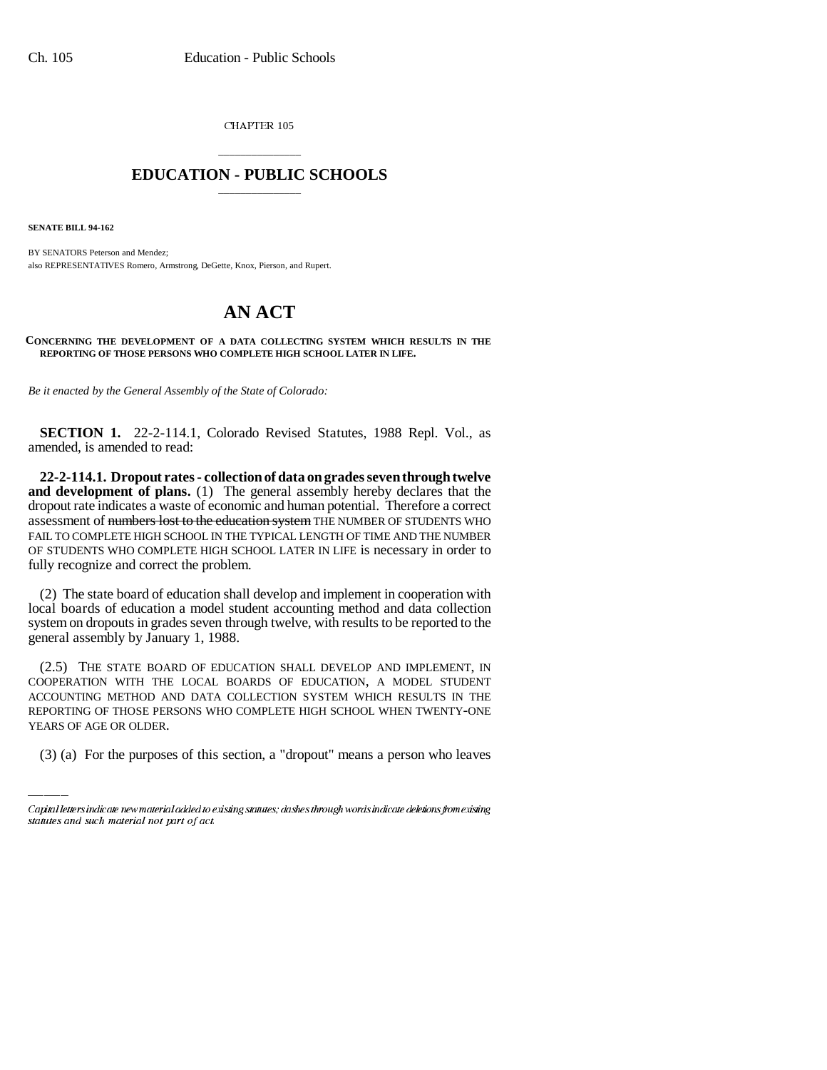CHAPTER 105

# EDUCATION - PUBLIC SCHOOLS

**SENATE BILL 94-162**

BY SENATORS Peterson and Mendez;
also REPRESENTATIVES Romero, Armstrong, DeGette, Knox, Pierson, and Rupert.

# AN ACT

**CONCERNING THE DEVELOPMENT OF A DATA COLLECTING SYSTEM WHICH RESULTS IN THE REPORTING OF THOSE PERSONS WHO COMPLETE HIGH SCHOOL LATER IN LIFE.**

*Be it enacted by the General Assembly of the State of Colorado:*

**SECTION 1.** 22-2-114.1, Colorado Revised Statutes, 1988 Repl. Vol., as amended, is amended to read:

**22-2-114.1. Dropout rates - collection of data on grades seven through twelve and development of plans.** (1) The general assembly hereby declares that the dropout rate indicates a waste of economic and human potential. Therefore a correct assessment of ~~numbers lost to the education system~~ THE NUMBER OF STUDENTS WHO FAIL TO COMPLETE HIGH SCHOOL IN THE TYPICAL LENGTH OF TIME AND THE NUMBER OF STUDENTS WHO COMPLETE HIGH SCHOOL LATER IN LIFE is necessary in order to fully recognize and correct the problem.

(2) The state board of education shall develop and implement in cooperation with local boards of education a model student accounting method and data collection system on dropouts in grades seven through twelve, with results to be reported to the general assembly by January 1, 1988.

(2.5) THE STATE BOARD OF EDUCATION SHALL DEVELOP AND IMPLEMENT, IN COOPERATION WITH THE LOCAL BOARDS OF EDUCATION, A MODEL STUDENT ACCOUNTING METHOD AND DATA COLLECTION SYSTEM WHICH RESULTS IN THE REPORTING OF THOSE PERSONS WHO COMPLETE HIGH SCHOOL WHEN TWENTY-ONE YEARS OF AGE OR OLDER.

(3) (a) For the purposes of this section, a "dropout" means a person who leaves

Capital letters indicate new material added to existing statutes; dashes through words indicate deletions from existing statutes and such material not part of act.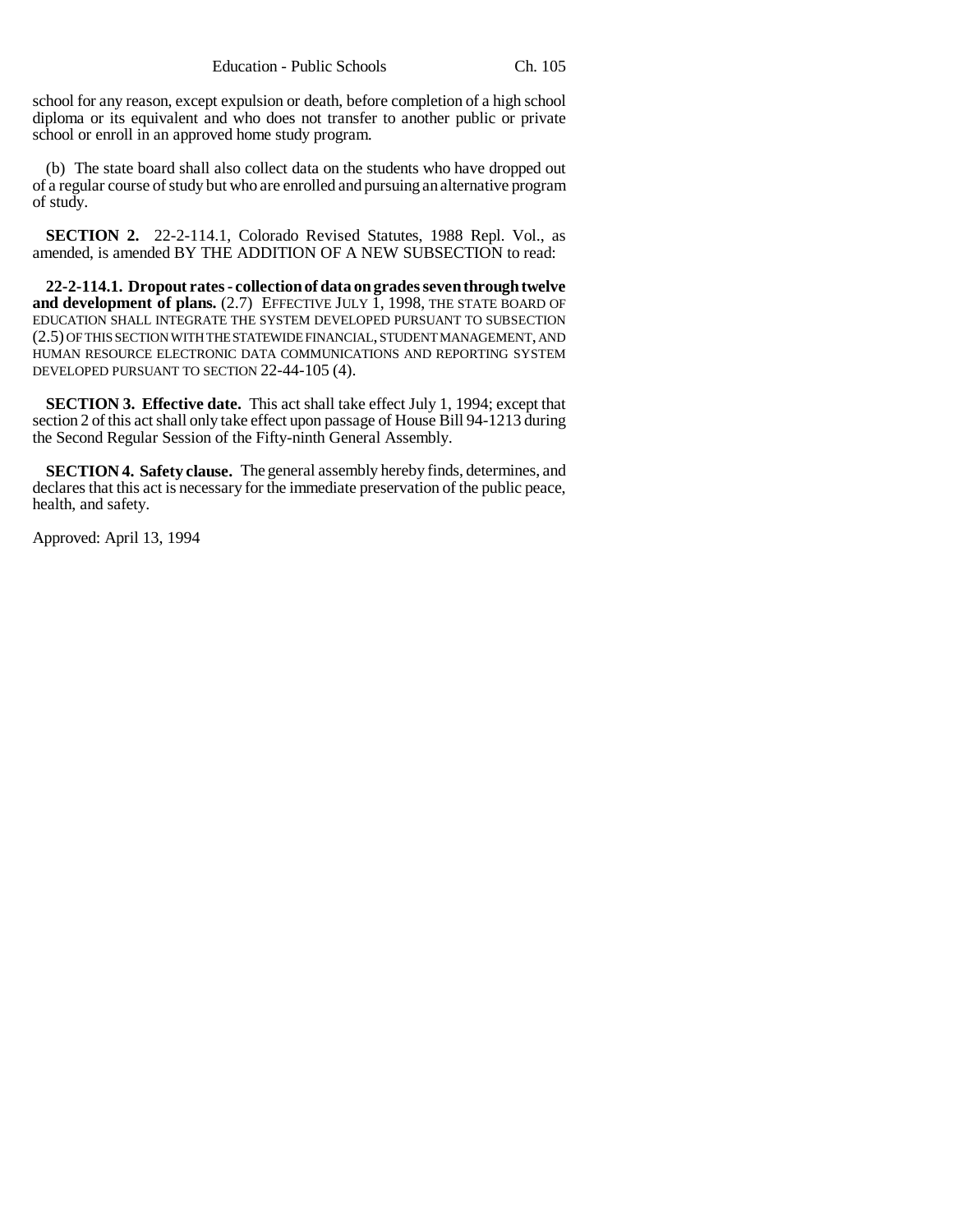school for any reason, except expulsion or death, before completion of a high school diploma or its equivalent and who does not transfer to another public or private school or enroll in an approved home study program.

(b) The state board shall also collect data on the students who have dropped out of a regular course of study but who are enrolled and pursuing an alternative program of study.

**SECTION 2.** 22-2-114.1, Colorado Revised Statutes, 1988 Repl. Vol., as amended, is amended BY THE ADDITION OF A NEW SUBSECTION to read:

**22-2-114.1. Dropout rates - collection of data on grades seven through twelve and development of plans.** (2.7) EFFECTIVE JULY 1, 1998, THE STATE BOARD OF EDUCATION SHALL INTEGRATE THE SYSTEM DEVELOPED PURSUANT TO SUBSECTION (2.5) OF THIS SECTION WITH THE STATEWIDE FINANCIAL, STUDENT MANAGEMENT, AND HUMAN RESOURCE ELECTRONIC DATA COMMUNICATIONS AND REPORTING SYSTEM DEVELOPED PURSUANT TO SECTION 22-44-105 (4).

**SECTION 3. Effective date.** This act shall take effect July 1, 1994; except that section 2 of this act shall only take effect upon passage of House Bill 94-1213 during the Second Regular Session of the Fifty-ninth General Assembly.

**SECTION 4. Safety clause.** The general assembly hereby finds, determines, and declares that this act is necessary for the immediate preservation of the public peace, health, and safety.

Approved: April 13, 1994